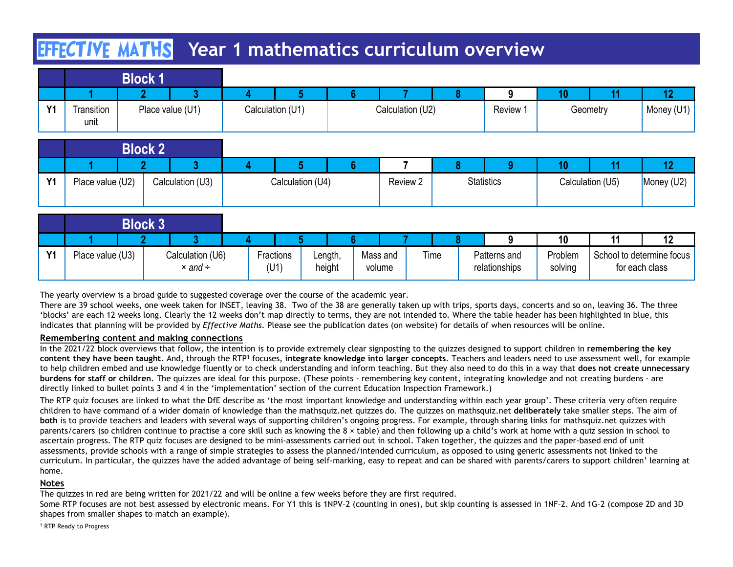# EFFECTIVE MATHS Year 1 mathematics curriculum overview

| Block 1 | 1 | 2 | 3 | 4 | 5 | 6 | 7 | 8 | 9 | 10 | 11 | 12 |
|---|---|---|---|---|---|---|---|---|---|---|---|---|
| Y1 | Transition unit | Place value (U1) | | Calculation (U1) | | Calculation (U2) | | | Review 1 | Geometry | | Money (U1) |

| Block 2 | 1 | 2 | 3 | 4 | 5 | 6 | 7 | 8 | 9 | 10 | 11 | 12 |
|---|---|---|---|---|---|---|---|---|---|---|---|---|
| Y1 | Place value (U2) | | Calculation (U3) | Calculation (U4) | | | Review 2 | Statistics | | Calculation (U5) | | Money (U2) |

| Block 3 | 1 | 2 | 3 | 4 | 5 | 6 | 7 | 8 | 9 | 10 | 11 | 12 |
|---|---|---|---|---|---|---|---|---|---|---|---|---|
| Y1 | Place value (U3) | | Calculation (U6) × *and* ÷ | | Fractions (U1) | Length, height | Mass and volume | Time | Patterns and relationships | Problem solving | School to determine focus for each class | |

The yearly overview is a broad guide to suggested coverage over the course of the academic year.
There are 39 school weeks, one week taken for INSET, leaving 38. Two of the 38 are generally taken up with trips, sports days, concerts and so on, leaving 36. The three 'blocks' are each 12 weeks long. Clearly the 12 weeks don't map directly to terms, they are not intended to. Where the table header has been highlighted in blue, this indicates that planning will be provided by *Effective Maths*. Please see the publication dates (on website) for details of when resources will be online.

**Remembering content and making connections**

In the 2021/22 block overviews that follow, the intention is to provide extremely clear signposting to the quizzes designed to support children in **remembering the key content they have been taught**. And, through the RTP[1] focuses, **integrate knowledge into larger concepts**. Teachers and leaders need to use assessment well, for example to help children embed and use knowledge fluently or to check understanding and inform teaching. But they also need to do this in a way that **does not create unnecessary burdens for staff or children**. The quizzes are ideal for this purpose. (These points - remembering key content, integrating knowledge and not creating burdens - are directly linked to bullet points 3 and 4 in the 'implementation' section of the current Education Inspection Framework.)

The RTP quiz focuses are linked to what the DfE describe as 'the most important knowledge and understanding within each year group'. These criteria very often require children to have command of a wider domain of knowledge than the mathsquiz.net quizzes do. The quizzes on mathsquiz.net **deliberately** take smaller steps. The aim of **both** is to provide teachers and leaders with several ways of supporting children's ongoing progress. For example, through sharing links for mathsquiz.net quizzes with parents/carers (so children continue to practise a core skill such as knowing the 8 × table) and then following up a child's work at home with a quiz session in school to ascertain progress. The RTP quiz focuses are designed to be mini-assessments carried out in school. Taken together, the quizzes and the paper-based end of unit assessments, provide schools with a range of simple strategies to assess the planned/intended curriculum, as opposed to using generic assessments not linked to the curriculum. In particular, the quizzes have the added advantage of being self-marking, easy to repeat and can be shared with parents/carers to support children' learning at home.

**Notes**

The quizzes in red are being written for 2021/22 and will be online a few weeks before they are first required.
Some RTP focuses are not best assessed by electronic means. For Y1 this is 1NPV–2 (counting in ones), but skip counting is assessed in 1NF–2. And 1G–2 (compose 2D and 3D shapes from smaller shapes to match an example).

[1] RTP Ready to Progress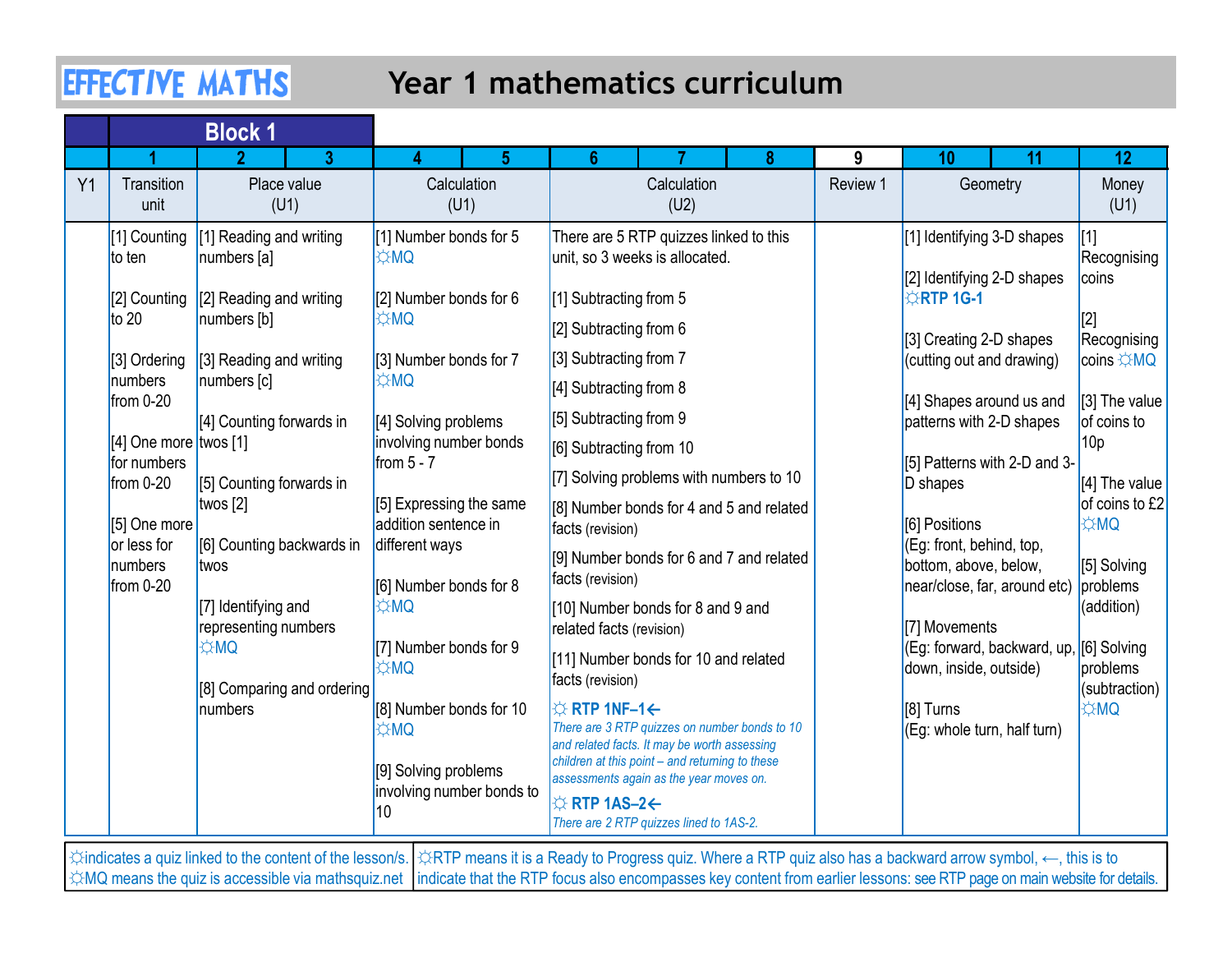# EFFECTIVE MATHS — Year 1 mathematics curriculum

| | Block 1 | | | | | | | | | | | |
|---|---|---|---|---|---|---|---|---|---|---|---|---|
| | 1 | 2 | 3 | 4 | 5 | 6 | 7 | 8 | 9 | 10 | 11 | 12 |
| Y1 | Transition unit | Place value (U1) | | Calculation (U1) | | Calculation (U2) | | | Review 1 | Geometry | | Money (U1) |
| | [1] Counting to ten<br><br>[2] Counting to 20<br><br>[3] Ordering numbers from 0-20<br><br>[4] One more for numbers from 0-20<br><br>[5] One more or less for numbers from 0-20 | [1] Reading and writing numbers [a]<br><br>[2] Reading and writing numbers [b]<br><br>[3] Reading and writing numbers [c]<br><br>[4] Counting forwards in twos [1]<br><br>[5] Counting forwards in twos [2]<br><br>[6] Counting backwards in twos<br><br>[7] Identifying and representing numbers ☼MQ<br><br>[8] Comparing and ordering numbers | | [1] Number bonds for 5 ☼MQ<br><br>[2] Number bonds for 6 ☼MQ<br><br>[3] Number bonds for 7 ☼MQ<br><br>[4] Solving problems involving number bonds from 5 - 7<br><br>[5] Expressing the same addition sentence in different ways<br><br>[6] Number bonds for 8 ☼MQ<br><br>[7] Number bonds for 9 ☼MQ<br><br>[8] Number bonds for 10 ☼MQ<br><br>[9] Solving problems involving number bonds to 10 | | There are 5 RTP quizzes linked to this unit, so 3 weeks is allocated.<br><br>[1] Subtracting from 5<br>[2] Subtracting from 6<br>[3] Subtracting from 7<br>[4] Subtracting from 8<br>[5] Subtracting from 9<br>[6] Subtracting from 10<br>[7] Solving problems with numbers to 10<br>[8] Number bonds for 4 and 5 and related facts (revision)<br>[9] Number bonds for 6 and 7 and related facts (revision)<br>[10] Number bonds for 8 and 9 and related facts (revision)<br>[11] Number bonds for 10 and related facts (revision)<br><br>**☼ RTP 1NF–1←**<br>*There are 3 RTP quizzes on number bonds to 10 and related facts. It may be worth assessing children at this point – and returning to these assessments again as the year moves on.*<br><br>**☼ RTP 1AS–2←**<br>*There are 2 RTP quizzes lined to 1AS-2.* | | | | [1] Identifying 3-D shapes<br><br>[2] Identifying 2-D shapes **☼RTP 1G-1**<br><br>[3] Creating 2-D shapes (cutting out and drawing)<br><br>[4] Shapes around us and patterns with 2-D shapes<br><br>[5] Patterns with 2-D and 3-D shapes<br><br>[6] Positions (Eg: front, behind, top, bottom, above, below, near/close, far, around etc)<br><br>[7] Movements (Eg: forward, backward, up, down, inside, outside)<br><br>[8] Turns (Eg: whole turn, half turn) | | [1] Recognising coins<br><br>[2] Recognising coins ☼MQ<br><br>[3] The value of coins to 10p<br><br>[4] The value of coins to £2 ☼MQ<br><br>[5] Solving problems (addition)<br><br>[6] Solving problems (subtraction) ☼MQ |

☼indicates a quiz linked to the content of the lesson/s. ☼MQ means the quiz is accessible via mathsquiz.net

☼RTP means it is a Ready to Progress quiz. Where a RTP quiz also has a backward arrow symbol, ←, this is to indicate that the RTP focus also encompasses key content from earlier lessons: see RTP page on main website for details.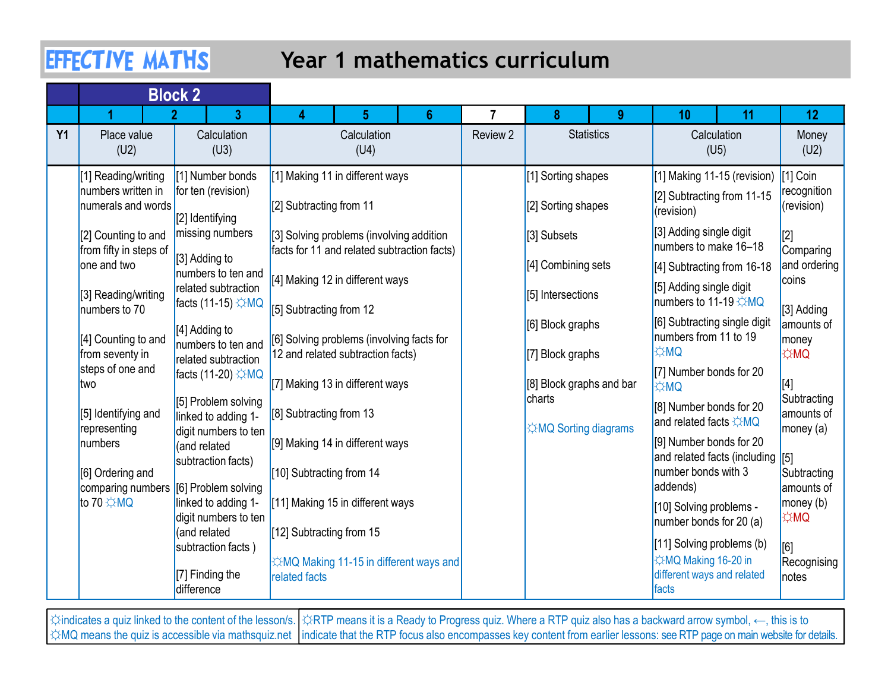# EFFECTIVE MATHS — Year 1 mathematics curriculum

## Block 2

| | 1–2 | 2–3 | 4–6 | 7 | 8–9 | 10–11 | 12 |
|---|---|---|---|---|---|---|---|
| Y1 | Place value (U2) | Calculation (U3) | Calculation (U4) | Review 2 | Statistics | Calculation (U5) | Money (U2) |
| | [1] Reading/writing numbers written in numerals and words<br><br>[2] Counting to and from fifty in steps of one and two<br><br>[3] Reading/writing numbers to 70<br><br>[4] Counting to and from seventy in steps of one and two<br><br>[5] Identifying and representing numbers<br><br>[6] Ordering and comparing numbers to 70 ☼MQ | [1] Number bonds for ten (revision)<br><br>[2] Identifying missing numbers<br><br>[3] Adding to numbers to ten and related subtraction facts (11-15) ☼MQ<br><br>[4] Adding to numbers to ten and related subtraction facts (11-20) ☼MQ<br><br>[5] Problem solving linked to adding 1-digit numbers to ten (and related subtraction facts)<br><br>[6] Problem solving linked to adding 1-digit numbers to ten (and related subtraction facts )<br><br>[7] Finding the difference | [1] Making 11 in different ways<br><br>[2] Subtracting from 11<br><br>[3] Solving problems (involving addition facts for 11 and related subtraction facts)<br><br>[4] Making 12 in different ways<br><br>[5] Subtracting from 12<br><br>[6] Solving problems (involving facts for 12 and related subtraction facts)<br><br>[7] Making 13 in different ways<br><br>[8] Subtracting from 13<br><br>[9] Making 14 in different ways<br><br>[10] Subtracting from 14<br><br>[11] Making 15 in different ways<br><br>[12] Subtracting from 15<br><br>☼MQ Making 11-15 in different ways and related facts | | [1] Sorting shapes<br><br>[2] Sorting shapes<br><br>[3] Subsets<br><br>[4] Combining sets<br><br>[5] Intersections<br><br>[6] Block graphs<br><br>[7] Block graphs<br><br>[8] Block graphs and bar charts<br><br>☼MQ Sorting diagrams | [1] Making 11-15 (revision)<br><br>[2] Subtracting from 11-15 (revision)<br><br>[3] Adding single digit numbers to make 16–18<br><br>[4] Subtracting from 16-18<br><br>[5] Adding single digit numbers to 11-19 ☼MQ<br><br>[6] Subtracting single digit numbers from 11 to 19 ☼MQ<br><br>[7] Number bonds for 20 ☼MQ<br><br>[8] Number bonds for 20 and related facts ☼MQ<br><br>[9] Number bonds for 20 and related facts (including number bonds with 3 addends)<br><br>[10] Solving problems - number bonds for 20 (a)<br><br>[11] Solving problems (b)<br><br>☼MQ Making 16-20 in different ways and related facts | [1] Coin recognition (revision)<br><br>[2] Comparing and ordering coins<br><br>[3] Adding amounts of money ☼MQ<br><br>[4] Subtracting amounts of money (a)<br><br>[5] Subtracting amounts of money (b) ☼MQ<br><br>[6] Recognising notes |

☼indicates a quiz linked to the content of the lesson/s. ☼MQ means the quiz is accessible via mathsquiz.net

☼RTP means it is a Ready to Progress quiz. Where a RTP quiz also has a backward arrow symbol, ⟵, this is to indicate that the RTP focus also encompasses key content from earlier lessons: see RTP page on main website for details.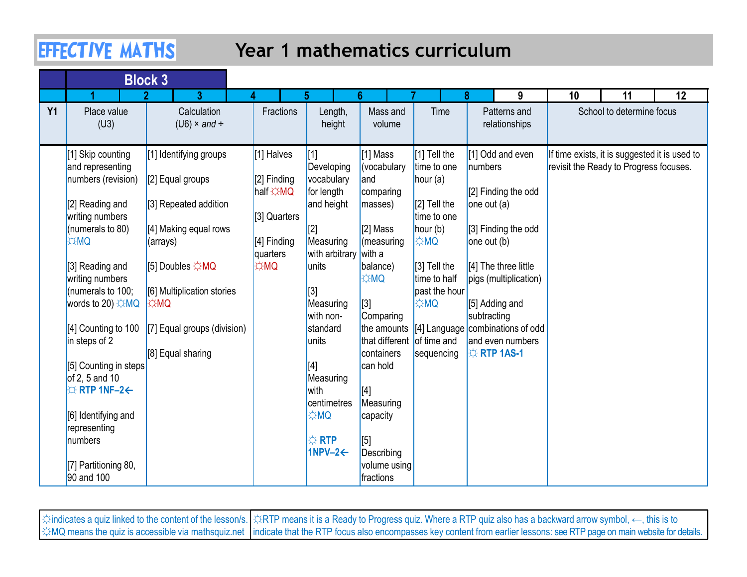# EFFECTIVE MATHS Year 1 mathematics curriculum

## Block 3

| | 1 | 2 | 3 | 4 | 5 | 6 | 7 | 8 | 9 | 10 | 11 | 12 |
|---|---|---|---|---|---|---|---|---|---|---|---|---|
| **Y1** | Place value (U3) | Calculation (U6) × *and* ÷ | | Fractions | Length, height | Mass and volume | Time | Patterns and relationships | | School to determine focus | | |
| | [1] Skip counting and representing numbers (revision)<br><br>[2] Reading and writing numbers (numerals to 80) ☼MQ<br><br>[3] Reading and writing numbers (numerals to 100; words to 20) ☼MQ<br><br>[4] Counting to 100 in steps of 2<br><br>[5] Counting in steps of 2, 5 and 10 ☼ **RTP 1NF–2←**<br><br>[6] Identifying and representing numbers<br><br>[7] Partitioning 80, 90 and 100 | [1] Identifying groups<br><br>[2] Equal groups<br><br>[3] Repeated addition<br><br>[4] Making equal rows (arrays)<br><br>[5] Doubles ☼MQ<br><br>[6] Multiplication stories ☼MQ<br><br>[7] Equal groups (division)<br><br>[8] Equal sharing | | [1] Halves<br><br>[2] Finding half ☼MQ<br><br>[3] Quarters<br><br>[4] Finding quarters ☼MQ | [1] Developing vocabulary for length and height<br><br>[2] Measuring with arbitrary units<br><br>[3] Measuring with non-standard units<br><br>[4] Measuring with centimetres ☼MQ<br><br>☼ **RTP 1NPV–2←** | [1] Mass (vocabulary and comparing masses)<br><br>[2] Mass (measuring with a balance) ☼MQ<br><br>[3] Comparing the amounts that different containers can hold<br><br>[4] Measuring capacity<br><br>[5] Describing volume using fractions | [1] Tell the time to one hour (a)<br><br>[2] Tell the time to one hour (b) ☼MQ<br><br>[3] Tell the time to half past the hour ☼MQ<br><br>[4] Language of time and sequencing | [1] Odd and even numbers<br><br>[2] Finding the odd one out (a)<br><br>[3] Finding the odd one out (b)<br><br>[4] The three little pigs (multiplication)<br><br>[5] Adding and subtracting combinations of odd and even numbers ☼ **RTP 1AS-1** | | If time exists, it is suggested it is used to revisit the Ready to Progress focuses. | | |

| | |
|---|---|
| ☼indicates a quiz linked to the content of the lesson/s. ☼MQ means the quiz is accessible via mathsquiz.net | ☼RTP means it is a Ready to Progress quiz. Where a RTP quiz also has a backward arrow symbol, ←, this is to indicate that the RTP focus also encompasses key content from earlier lessons: see RTP page on main website for details. |